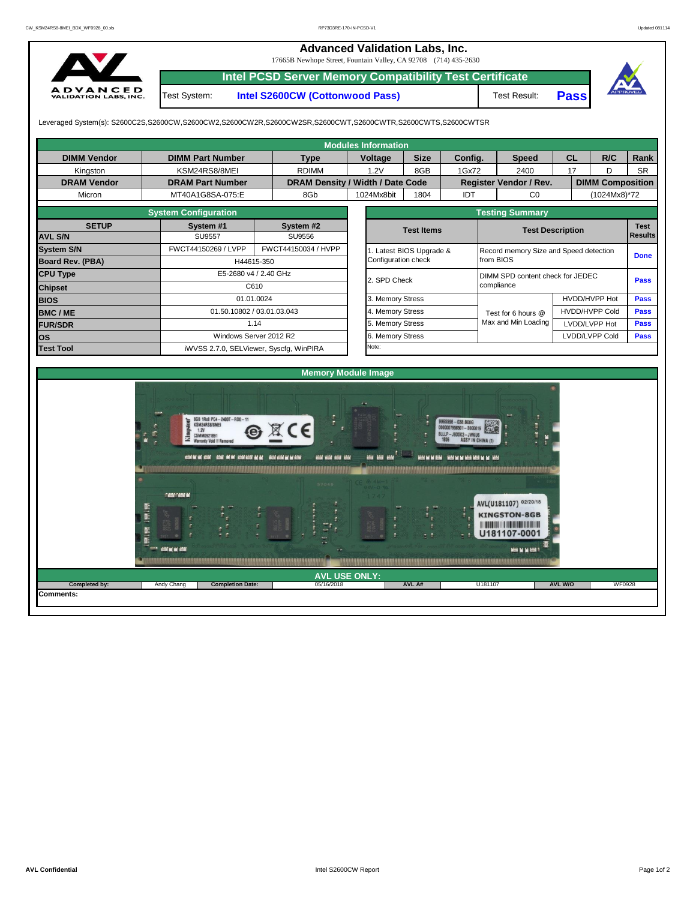# Advanced Validation Labs, Inc.

17665B Newhope Street, Fountain Valley, CA 92708 (714) 435-2630

## Intel PCSD Server Memory Compatibility Test Certificate

| Test System: | Intel S2600CW (Cottonwood Pass) | Test Result: | Pass |
|---|---|---|---|

Leveraged System(s): S2600C2S,S2600CW,S2600CW2,S2600CW2R,S2600CW2SR,S2600CWT,S2600CWTR,S2600CWTS,S2600CWTSR

## Modules Information

| DIMM Vendor | DIMM Part Number | Type | Voltage | Size | Config. | Speed | CL | R/C | Rank |
|---|---|---|---|---|---|---|---|---|---|
| Kingston | KSM24RS8/8MEI | RDIMM | 1.2V | 8GB | 1Gx72 | 2400 | 17 | D | SR |
| **DRAM Vendor** | **DRAM Part Number** | **DRAM Density / Width / Date Code** | | | **Register Vendor / Rev.** | | **DIMM Composition** | | |
| Micron | MT40A1G8SA-075:E | 8Gb | 1024Mx8bit | 1804 | IDT | C0 | (1024Mx8)*72 | | |

## System Configuration

| SETUP | System #1 | System #2 |
|---|---|---|
| AVL S/N | SU9557 | SU9556 |
| System S/N | FWCT44150269 / LVPP | FWCT44150034 / HVPP |
| Board Rev. (PBA) | H44615-350 | |
| CPU Type | E5-2680 v4 / 2.40 GHz | |
| Chipset | C610 | |
| BIOS | 01.01.0024 | |
| BMC / ME | 01.50.10802 / 03.01.03.043 | |
| FUR/SDR | 1.14 | |
| OS | Windows Server 2012 R2 | |
| Test Tool | iWVSS 2.7.0, SELViewer, Syscfg, WinPIRA | |

## Testing Summary

| Test Items | Test Description | | Test Results |
|---|---|---|---|
| 1. Latest BIOS Upgrade & Configuration check | Record memory Size and Speed detection from BIOS | | Done |
| 2. SPD Check | DIMM SPD content check for JEDEC compliance | | Pass |
| 3. Memory Stress | Test for 6 hours @ Max and Min Loading | HVDD/HVPP Hot | Pass |
| 4. Memory Stress | | HVDD/HVPP Cold | Pass |
| 5. Memory Stress | | LVDD/LVPP Hot | Pass |
| 6. Memory Stress | | LVDD/LVPP Cold | Pass |
| Note: | | | |

## Memory Module Image

## AVL USE ONLY:

| Completed by: | Andy Chang | Completion Date: | 05/16/2018 | AVL A# | U181107 | AVL W/O | WF0928 |
|---|---|---|---|---|---|---|---|

**Comments:**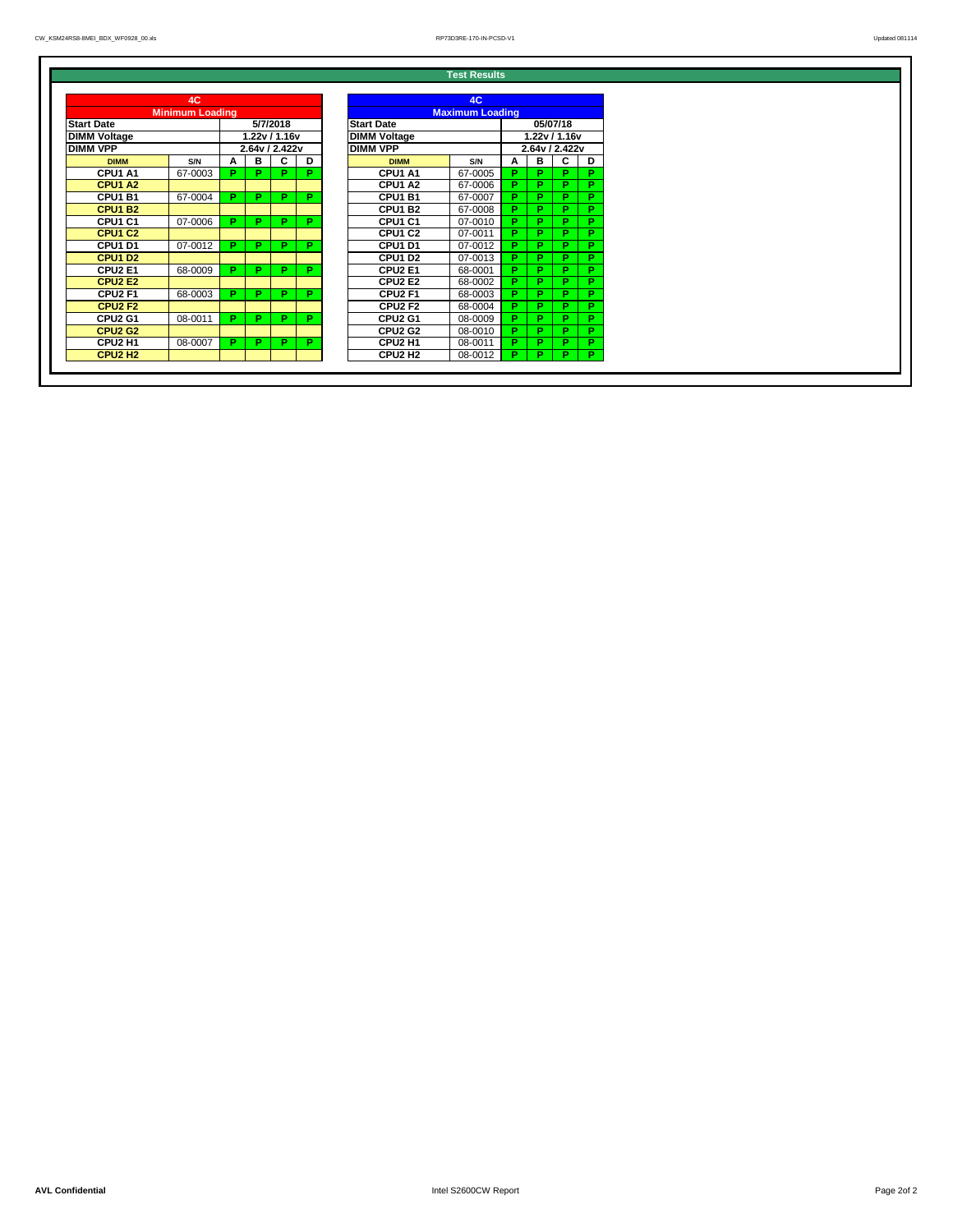## Test Results

| 4C Minimum Loading | | | | | |
|---|---|---|---|---|---|
| Start Date | | 5/7/2018 | | | |
| DIMM Voltage | | 1.22v / 1.16v | | | |
| DIMM VPP | | 2.64v / 2.422v | | | |
| DIMM | S/N | A | B | C | D |
| CPU1 A1 | 67-0003 | P | P | P | P |
| CPU1 A2 | | | | | |
| CPU1 B1 | 67-0004 | P | P | P | P |
| CPU1 B2 | | | | | |
| CPU1 C1 | 07-0006 | P | P | P | P |
| CPU1 C2 | | | | | |
| CPU1 D1 | 07-0012 | P | P | P | P |
| CPU1 D2 | | | | | |
| CPU2 E1 | 68-0009 | P | P | P | P |
| CPU2 E2 | | | | | |
| CPU2 F1 | 68-0003 | P | P | P | P |
| CPU2 F2 | | | | | |
| CPU2 G1 | 08-0011 | P | P | P | P |
| CPU2 G2 | | | | | |
| CPU2 H1 | 08-0007 | P | P | P | P |
| CPU2 H2 | | | | | |

| 4C Maximum Loading | | | | | |
|---|---|---|---|---|---|
| Start Date | | 05/07/18 | | | |
| DIMM Voltage | | 1.22v / 1.16v | | | |
| DIMM VPP | | 2.64v / 2.422v | | | |
| DIMM | S/N | A | B | C | D |
| CPU1 A1 | 67-0005 | P | P | P | P |
| CPU1 A2 | 67-0006 | P | P | P | P |
| CPU1 B1 | 67-0007 | P | P | P | P |
| CPU1 B2 | 67-0008 | P | P | P | P |
| CPU1 C1 | 07-0010 | P | P | P | P |
| CPU1 C2 | 07-0011 | P | P | P | P |
| CPU1 D1 | 07-0012 | P | P | P | P |
| CPU1 D2 | 07-0013 | P | P | P | P |
| CPU2 E1 | 68-0001 | P | P | P | P |
| CPU2 E2 | 68-0002 | P | P | P | P |
| CPU2 F1 | 68-0003 | P | P | P | P |
| CPU2 F2 | 68-0004 | P | P | P | P |
| CPU2 G1 | 08-0009 | P | P | P | P |
| CPU2 G2 | 08-0010 | P | P | P | P |
| CPU2 H1 | 08-0011 | P | P | P | P |
| CPU2 H2 | 08-0012 | P | P | P | P |